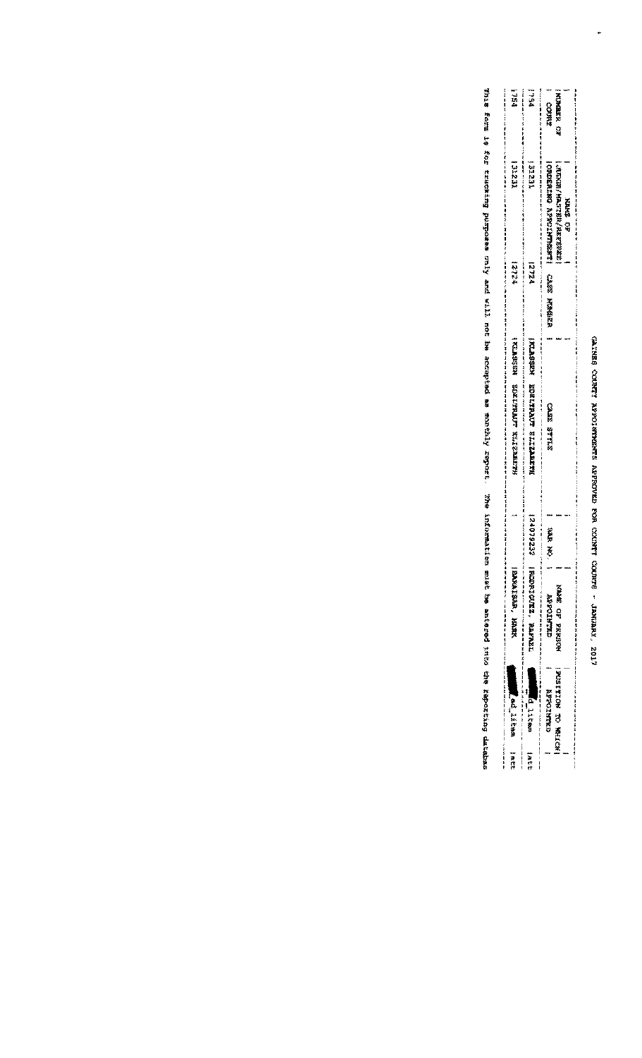# GAINES COUNTY APPOINTMENTS APPROVED FOR COUNTY COURTS - JANUARY, 2017

| NUMBER OF COURT | NAME OF JUDGE/MASTER/REFEREE ORDERING APPOINTMENT | CASE NUMBER | CASE STYLE | BAR NO. | NAME OF PERSON APPOINTED | POSITION TO WHICH APPOINTED |
|---|---|---|---|---|---|---|
| 754 | 31231 | 2724 | KLASSEN EDELTRAUT ELIZABETH | 24079232 | RODRIGUEZ, RAFAEL | ad litem att |
| 754 | 31231 | 2724 | KLASSEN EDELTRAUT ELIZABETH | | BARAJAS, MARK | ad litem att |

This form is for tracking purposes only and will not be accepted as monthly report. The information must be entered into the reporting database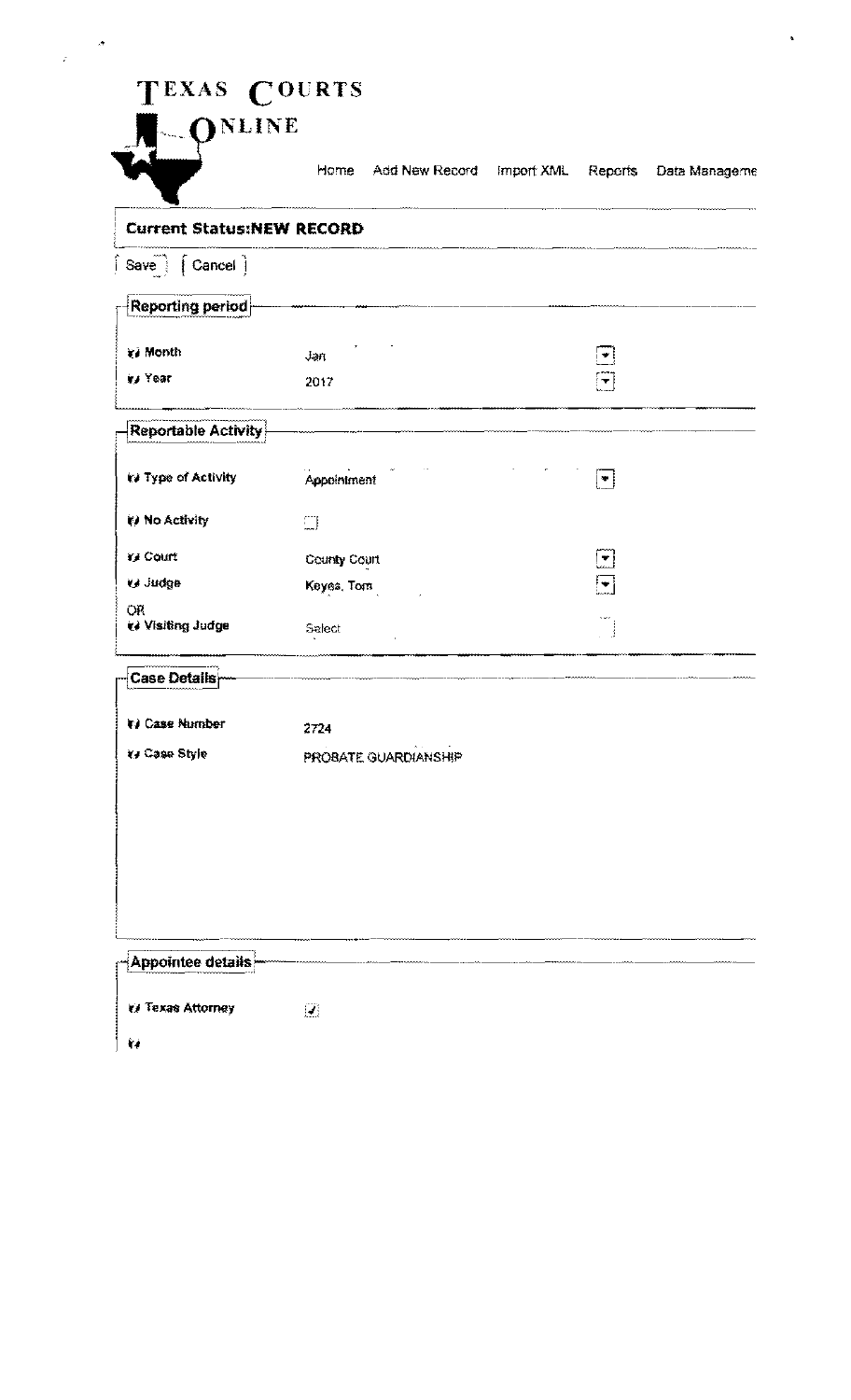# TEXAS COURTS ONLINE

Home | Add New Record | Import XML | Reports | Data Manageme

**Current Status:NEW RECORD**

[ Save ] [ Cancel ]

## Reporting period

| | |
|---|---|
| Month | Jan |
| Year | 2017 |

## Reportable Activity

| | |
|---|---|
| Type of Activity | Appointment |
| No Activity | ☐ |
| Court | County Court |
| Judge | Keyes, Tom |
| OR Visiting Judge | Select |

## Case Details

| | |
|---|---|
| Case Number | 2724 |
| Case Style | PROBATE GUARDIANSHIP |

## Appointee details

| | |
|---|---|
| Texas Attorney | ☑ |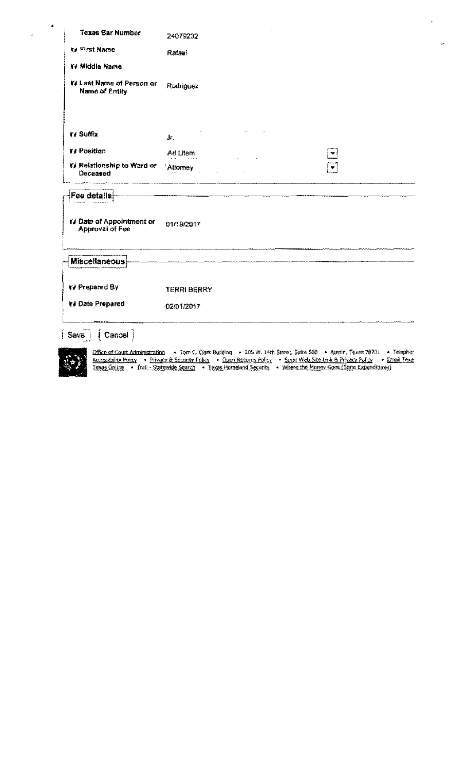| | |
|---|---|
| Texas Bar Number | 24079232 |
| First Name | Rafael |
| Middle Name | |
| Last Name of Person or Name of Entity | Rodriguez |
| Suffix | Jr. |
| Position | Ad Litem |
| Relationship to Ward or Deceased | Attorney |

**Fee details**

| | |
|---|---|
| Date of Appointment or Approval of Fee | 01/19/2017 |

**Miscellaneous**

| | |
|---|---|
| Prepared By | TERRI BERRY |
| Date Prepared | 02/01/2017 |

Save | Cancel

Office of Court Administration • Tom C. Clark Building • 205 W. 14th Street, Suite 600 • Austin, Texas 78701 • Telephor
Accessibility Policy • Privacy & Security Policy • Open Records Policy • State Web Site Link & Privacy Policy • Email Texa
Texas Online • Trail - Statewide Search • Texas Homeland Security • Where the Money Goes (State Expenditures)